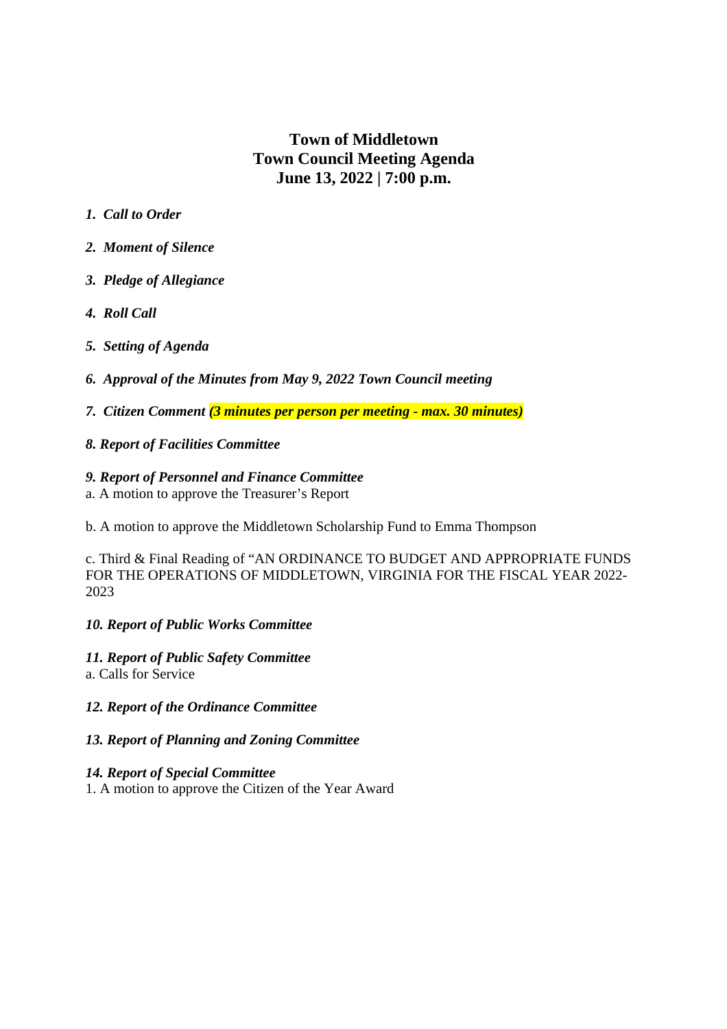# Town of Middletown
# Town Council Meeting Agenda
# June 13, 2022 | 7:00 p.m.

1. ***Call to Order***

2. ***Moment of Silence***

3. ***Pledge of Allegiance***

4. ***Roll Call***

5. ***Setting of Agenda***

6. ***Approval of the Minutes from May 9, 2022 Town Council meeting***

7. ***Citizen Comment*** ***(3 minutes per person per meeting - max. 30 minutes)***

***8. Report of Facilities Committee***

***9. Report of Personnel and Finance Committee***

a. A motion to approve the Treasurer's Report

b. A motion to approve the Middletown Scholarship Fund to Emma Thompson

c. Third & Final Reading of "AN ORDINANCE TO BUDGET AND APPROPRIATE FUNDS FOR THE OPERATIONS OF MIDDLETOWN, VIRGINIA FOR THE FISCAL YEAR 2022-2023

***10. Report of Public Works Committee***

***11. Report of Public Safety Committee***

a. Calls for Service

***12. Report of the Ordinance Committee***

***13. Report of Planning and Zoning Committee***

***14. Report of Special Committee***

1. A motion to approve the Citizen of the Year Award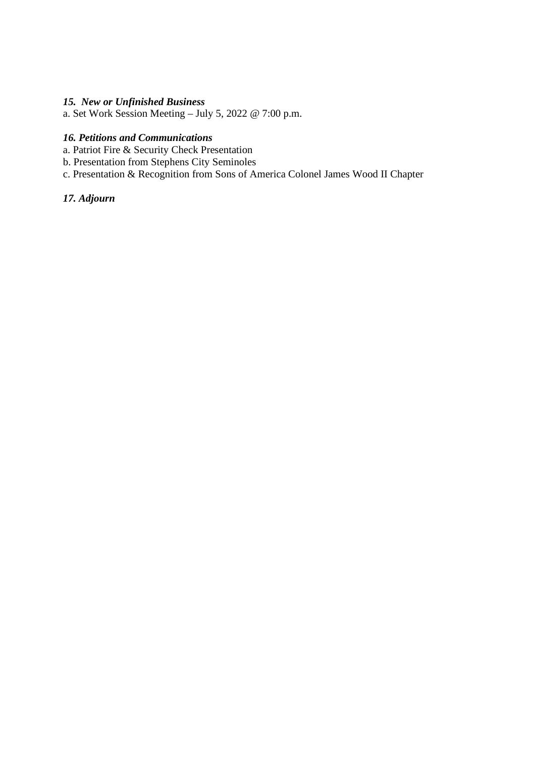***15. New or Unfinished Business***

a. Set Work Session Meeting – July 5, 2022 @ 7:00 p.m.

***16. Petitions and Communications***

a. Patriot Fire & Security Check Presentation
b. Presentation from Stephens City Seminoles
c. Presentation & Recognition from Sons of America Colonel James Wood II Chapter

***17. Adjourn***